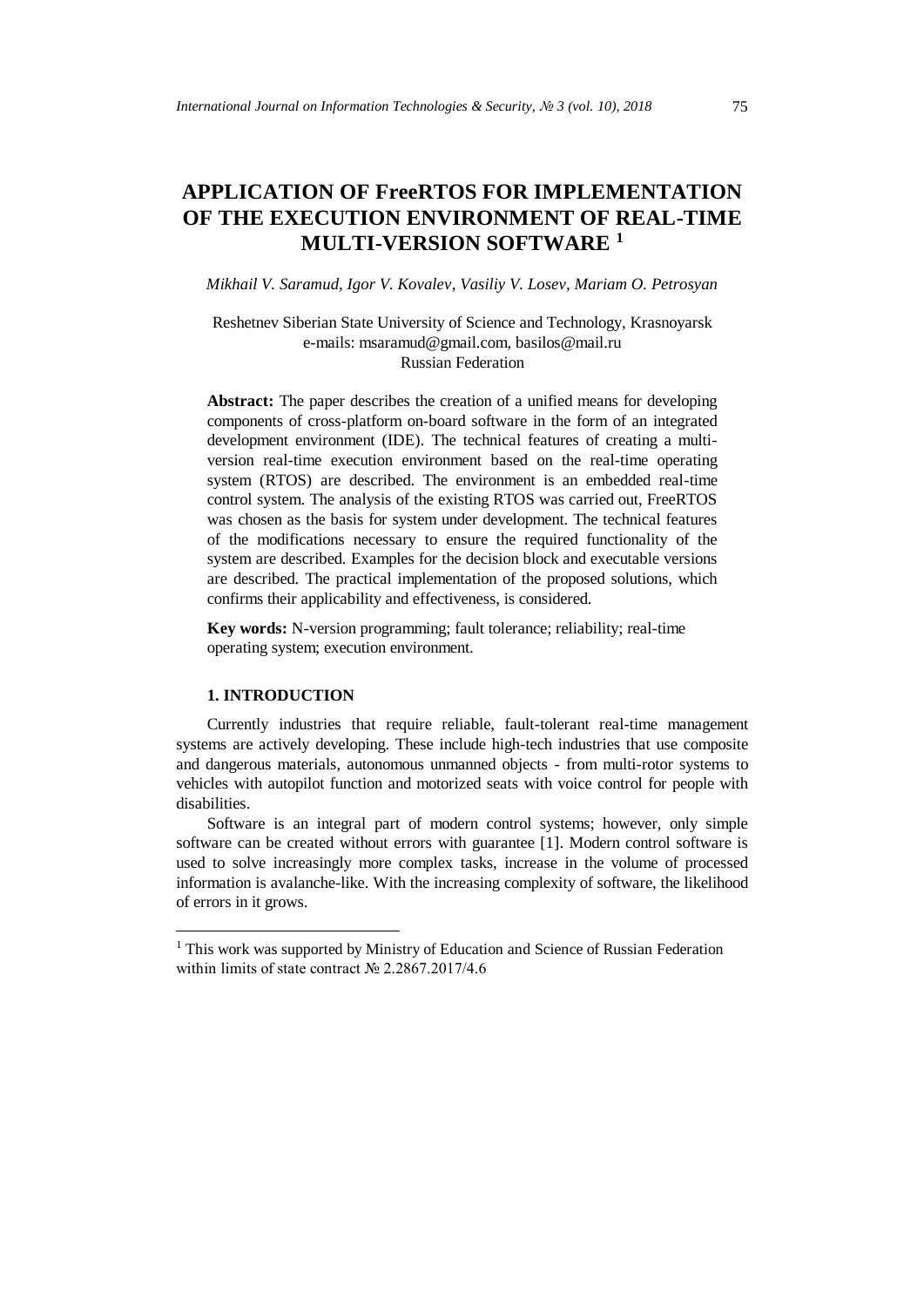# APPLICATION OF FreeRTOS FOR IMPLEMENTATION OF THE EXECUTION ENVIRONMENT OF REAL-TIME MULTI-VERSION SOFTWARE [1]

*Mikhail V. Saramud, Igor V. Kovalev, Vasiliy V. Losev, Mariam O. Petrosyan*

Reshetnev Siberian State University of Science and Technology, Krasnoyarsk
e-mails: msaramud@gmail.com, basilos@mail.ru
Russian Federation

**Abstract:** The paper describes the creation of a unified means for developing components of cross-platform on-board software in the form of an integrated development environment (IDE). The technical features of creating a multi-version real-time execution environment based on the real-time operating system (RTOS) are described. The environment is an embedded real-time control system. The analysis of the existing RTOS was carried out, FreeRTOS was chosen as the basis for system under development. The technical features of the modifications necessary to ensure the required functionality of the system are described. Examples for the decision block and executable versions are described. The practical implementation of the proposed solutions, which confirms their applicability and effectiveness, is considered.

**Key words:** N-version programming; fault tolerance; reliability; real-time operating system; execution environment.

## 1. INTRODUCTION

Currently industries that require reliable, fault-tolerant real-time management systems are actively developing. These include high-tech industries that use composite and dangerous materials, autonomous unmanned objects - from multi-rotor systems to vehicles with autopilot function and motorized seats with voice control for people with disabilities.

Software is an integral part of modern control systems; however, only simple software can be created without errors with guarantee [1]. Modern control software is used to solve increasingly more complex tasks, increase in the volume of processed information is avalanche-like. With the increasing complexity of software, the likelihood of errors in it grows.

---

[1] This work was supported by Ministry of Education and Science of Russian Federation within limits of state contract № 2.2867.2017/4.6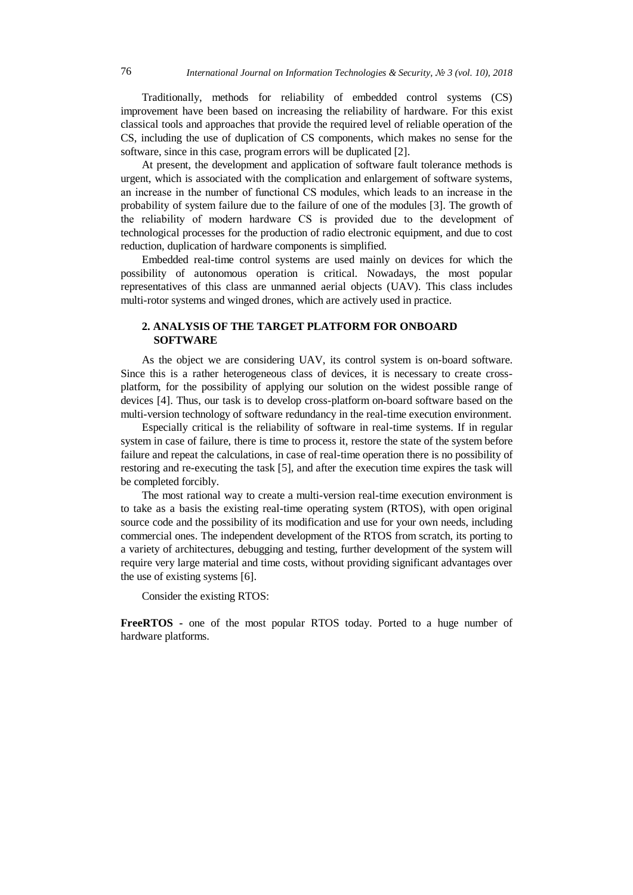Traditionally, methods for reliability of embedded control systems (CS) improvement have been based on increasing the reliability of hardware. For this exist classical tools and approaches that provide the required level of reliable operation of the CS, including the use of duplication of CS components, which makes no sense for the software, since in this case, program errors will be duplicated [2].

At present, the development and application of software fault tolerance methods is urgent, which is associated with the complication and enlargement of software systems, an increase in the number of functional CS modules, which leads to an increase in the probability of system failure due to the failure of one of the modules [3]. The growth of the reliability of modern hardware CS is provided due to the development of technological processes for the production of radio electronic equipment, and due to cost reduction, duplication of hardware components is simplified.

Embedded real-time control systems are used mainly on devices for which the possibility of autonomous operation is critical. Nowadays, the most popular representatives of this class are unmanned aerial objects (UAV). This class includes multi-rotor systems and winged drones, which are actively used in practice.

## 2. ANALYSIS OF THE TARGET PLATFORM FOR ONBOARD SOFTWARE

As the object we are considering UAV, its control system is on-board software. Since this is a rather heterogeneous class of devices, it is necessary to create cross-platform, for the possibility of applying our solution on the widest possible range of devices [4]. Thus, our task is to develop cross-platform on-board software based on the multi-version technology of software redundancy in the real-time execution environment.

Especially critical is the reliability of software in real-time systems. If in regular system in case of failure, there is time to process it, restore the state of the system before failure and repeat the calculations, in case of real-time operation there is no possibility of restoring and re-executing the task [5], and after the execution time expires the task will be completed forcibly.

The most rational way to create a multi-version real-time execution environment is to take as a basis the existing real-time operating system (RTOS), with open original source code and the possibility of its modification and use for your own needs, including commercial ones. The independent development of the RTOS from scratch, its porting to a variety of architectures, debugging and testing, further development of the system will require very large material and time costs, without providing significant advantages over the use of existing systems [6].

Consider the existing RTOS:

**FreeRTOS** - one of the most popular RTOS today. Ported to a huge number of hardware platforms.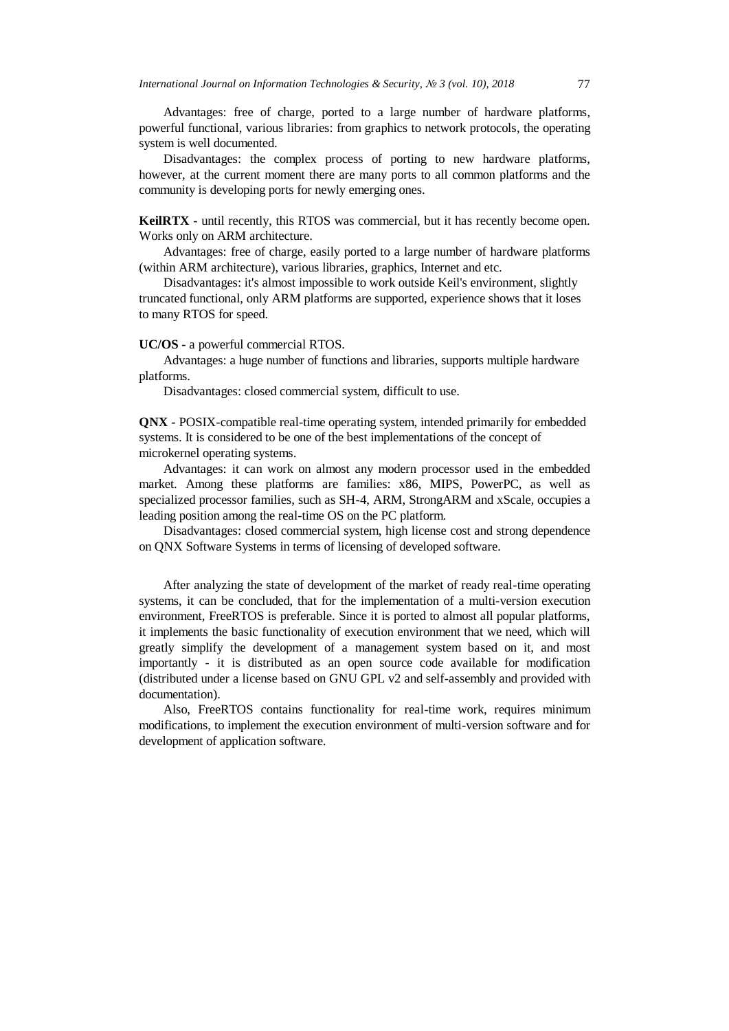Advantages: free of charge, ported to a large number of hardware platforms, powerful functional, various libraries: from graphics to network protocols, the operating system is well documented.

Disadvantages: the complex process of porting to new hardware platforms, however, at the current moment there are many ports to all common platforms and the community is developing ports for newly emerging ones.

**KeilRTX -** until recently, this RTOS was commercial, but it has recently become open. Works only on ARM architecture.

Advantages: free of charge, easily ported to a large number of hardware platforms (within ARM architecture), various libraries, graphics, Internet and etc.

Disadvantages: it's almost impossible to work outside Keil's environment, slightly truncated functional, only ARM platforms are supported, experience shows that it loses to many RTOS for speed.

**UC/OS -** a powerful commercial RTOS.

Advantages: a huge number of functions and libraries, supports multiple hardware platforms.

Disadvantages: closed commercial system, difficult to use.

**QNX -** POSIX-compatible real-time operating system, intended primarily for embedded systems. It is considered to be one of the best implementations of the concept of microkernel operating systems.

Advantages: it can work on almost any modern processor used in the embedded market. Among these platforms are families: x86, MIPS, PowerPC, as well as specialized processor families, such as SH-4, ARM, StrongARM and xScale, occupies a leading position among the real-time OS on the PC platform.

Disadvantages: closed commercial system, high license cost and strong dependence on QNX Software Systems in terms of licensing of developed software.

After analyzing the state of development of the market of ready real-time operating systems, it can be concluded, that for the implementation of a multi-version execution environment, FreeRTOS is preferable. Since it is ported to almost all popular platforms, it implements the basic functionality of execution environment that we need, which will greatly simplify the development of a management system based on it, and most importantly - it is distributed as an open source code available for modification (distributed under a license based on GNU GPL v2 and self-assembly and provided with documentation).

Also, FreeRTOS contains functionality for real-time work, requires minimum modifications, to implement the execution environment of multi-version software and for development of application software.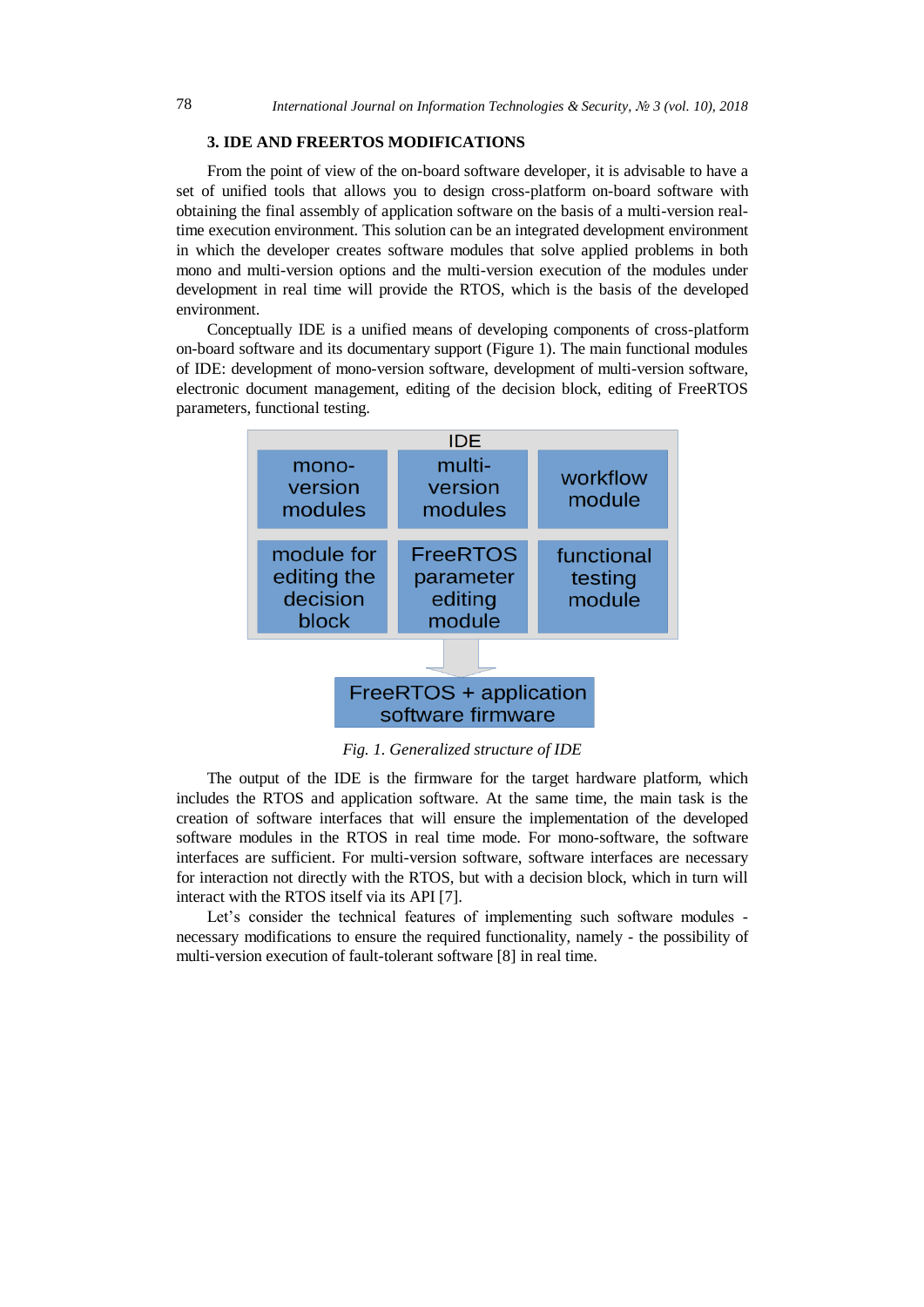## 3. IDE AND FREERTOS MODIFICATIONS

From the point of view of the on-board software developer, it is advisable to have a set of unified tools that allows you to design cross-platform on-board software with obtaining the final assembly of application software on the basis of a multi-version real-time execution environment. This solution can be an integrated development environment in which the developer creates software modules that solve applied problems in both mono and multi-version options and the multi-version execution of the modules under development in real time will provide the RTOS, which is the basis of the developed environment.

Conceptually IDE is a unified means of developing components of cross-platform on-board software and its documentary support (Figure 1). The main functional modules of IDE: development of mono-version software, development of multi-version software, electronic document management, editing of the decision block, editing of FreeRTOS parameters, functional testing.

IDE

| mono-version modules | multi-version modules | workflow module |
| --- | --- | --- |
| module for editing the decision block | FreeRTOS parameter editing module | functional testing module |

↓

FreeRTOS + application software firmware

*Fig. 1. Generalized structure of IDE*

The output of the IDE is the firmware for the target hardware platform, which includes the RTOS and application software. At the same time, the main task is the creation of software interfaces that will ensure the implementation of the developed software modules in the RTOS in real time mode. For mono-software, the software interfaces are sufficient. For multi-version software, software interfaces are necessary for interaction not directly with the RTOS, but with a decision block, which in turn will interact with the RTOS itself via its API [7].

Let's consider the technical features of implementing such software modules - necessary modifications to ensure the required functionality, namely - the possibility of multi-version execution of fault-tolerant software [8] in real time.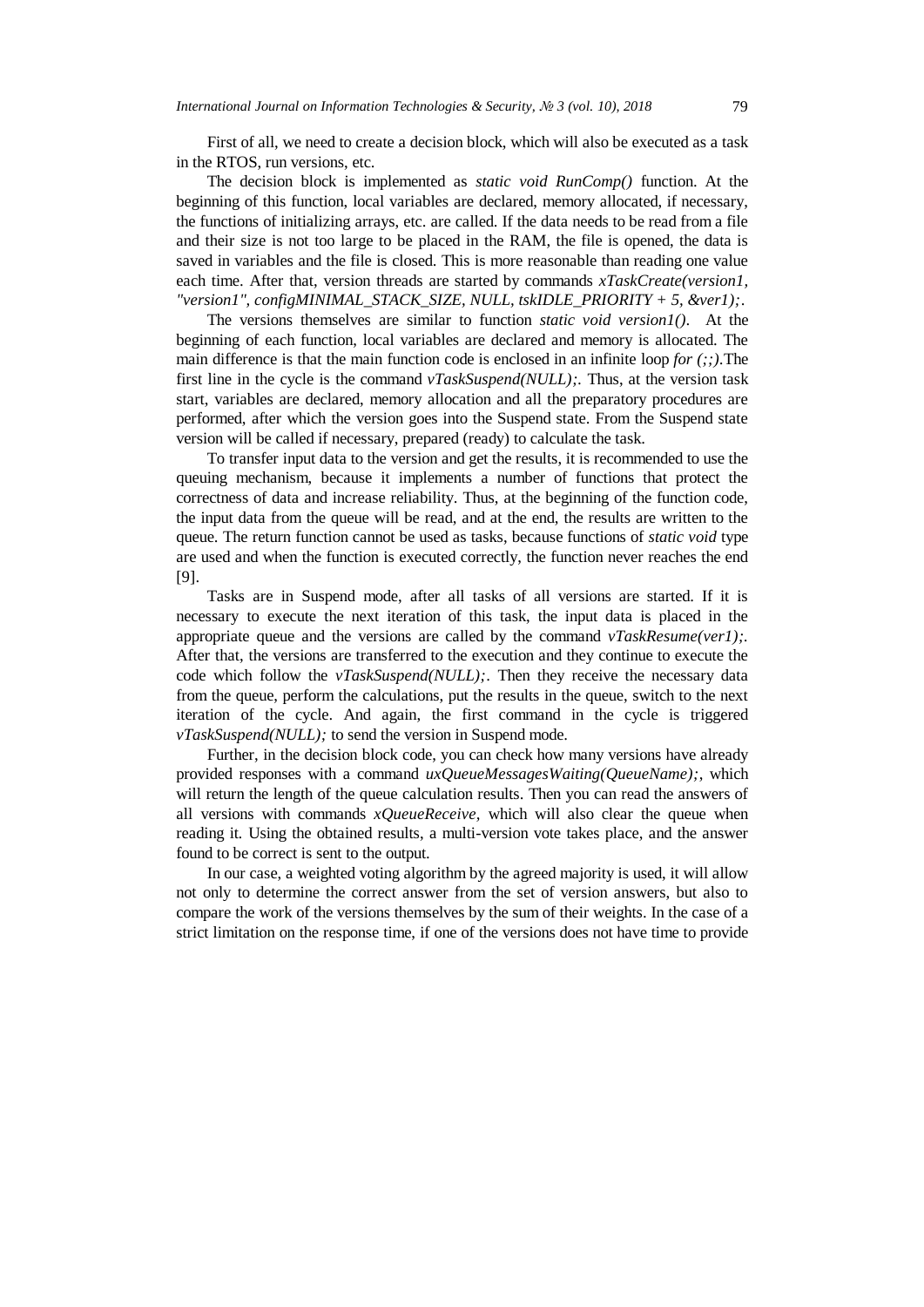First of all, we need to create a decision block, which will also be executed as a task in the RTOS, run versions, etc.

The decision block is implemented as *static void RunComp()* function. At the beginning of this function, local variables are declared, memory allocated, if necessary, the functions of initializing arrays, etc. are called. If the data needs to be read from a file and their size is not too large to be placed in the RAM, the file is opened, the data is saved in variables and the file is closed. This is more reasonable than reading one value each time. After that, version threads are started by commands *xTaskCreate(version1, "version1", configMINIMAL_STACK_SIZE, NULL, tskIDLE_PRIORITY + 5, &ver1);*.

The versions themselves are similar to function *static void version1()*. At the beginning of each function, local variables are declared and memory is allocated. The main difference is that the main function code is enclosed in an infinite loop *for (;;)*.The first line in the cycle is the command *vTaskSuspend(NULL);*. Thus, at the version task start, variables are declared, memory allocation and all the preparatory procedures are performed, after which the version goes into the Suspend state. From the Suspend state version will be called if necessary, prepared (ready) to calculate the task.

To transfer input data to the version and get the results, it is recommended to use the queuing mechanism, because it implements a number of functions that protect the correctness of data and increase reliability. Thus, at the beginning of the function code, the input data from the queue will be read, and at the end, the results are written to the queue. The return function cannot be used as tasks, because functions of *static void* type are used and when the function is executed correctly, the function never reaches the end [9].

Tasks are in Suspend mode, after all tasks of all versions are started. If it is necessary to execute the next iteration of this task, the input data is placed in the appropriate queue and the versions are called by the command *vTaskResume(ver1);*. After that, the versions are transferred to the execution and they continue to execute the code which follow the *vTaskSuspend(NULL);*. Then they receive the necessary data from the queue, perform the calculations, put the results in the queue, switch to the next iteration of the cycle. And again, the first command in the cycle is triggered *vTaskSuspend(NULL);* to send the version in Suspend mode.

Further, in the decision block code, you can check how many versions have already provided responses with a command *uxQueueMessagesWaiting(QueueName);*, which will return the length of the queue calculation results. Then you can read the answers of all versions with commands *xQueueReceive*, which will also clear the queue when reading it. Using the obtained results, a multi-version vote takes place, and the answer found to be correct is sent to the output.

In our case, a weighted voting algorithm by the agreed majority is used, it will allow not only to determine the correct answer from the set of version answers, but also to compare the work of the versions themselves by the sum of their weights. In the case of a strict limitation on the response time, if one of the versions does not have time to provide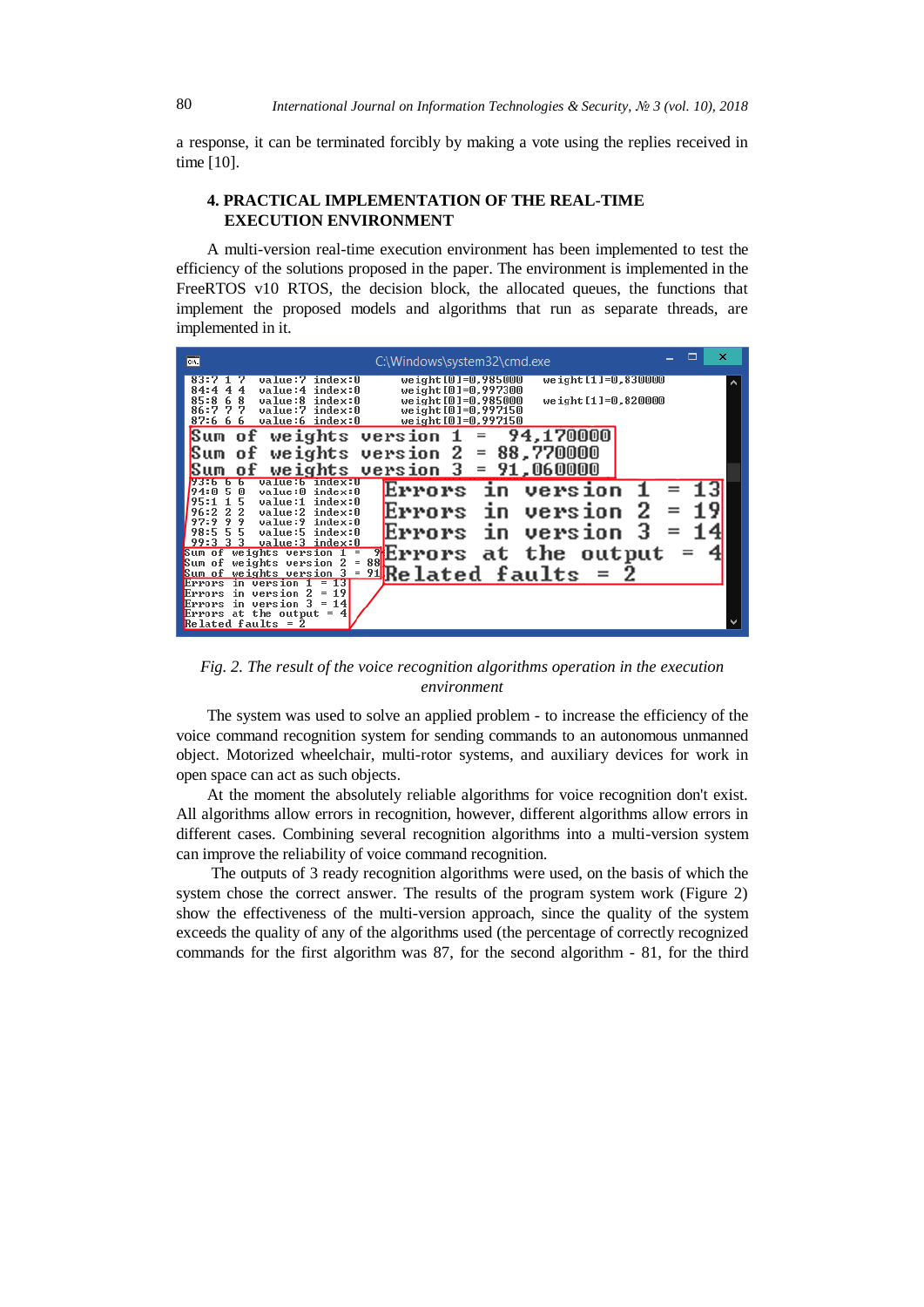a response, it can be terminated forcibly by making a vote using the replies received in time [10].

## 4. PRACTICAL IMPLEMENTATION OF THE REAL-TIME EXECUTION ENVIRONMENT

A multi-version real-time execution environment has been implemented to test the efficiency of the solutions proposed in the paper. The environment is implemented in the FreeRTOS v10 RTOS, the decision block, the allocated queues, the functions that implement the proposed models and algorithms that run as separate threads, are implemented in it.

*Fig. 2. The result of the voice recognition algorithms operation in the execution environment*

The system was used to solve an applied problem - to increase the efficiency of the voice command recognition system for sending commands to an autonomous unmanned object. Motorized wheelchair, multi-rotor systems, and auxiliary devices for work in open space can act as such objects.

At the moment the absolutely reliable algorithms for voice recognition don't exist. All algorithms allow errors in recognition, however, different algorithms allow errors in different cases. Combining several recognition algorithms into a multi-version system can improve the reliability of voice command recognition.

The outputs of 3 ready recognition algorithms were used, on the basis of which the system chose the correct answer. The results of the program system work (Figure 2) show the effectiveness of the multi-version approach, since the quality of the system exceeds the quality of any of the algorithms used (the percentage of correctly recognized commands for the first algorithm was 87, for the second algorithm - 81, for the third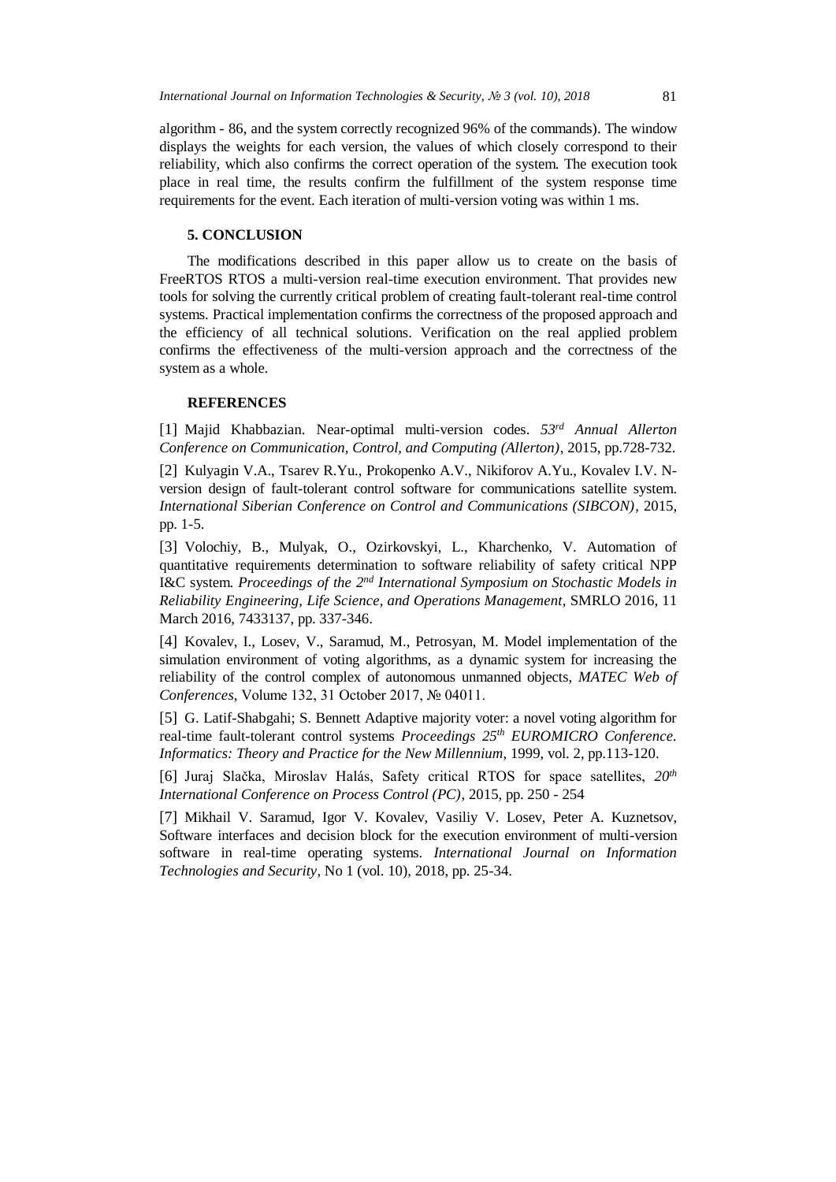algorithm - 86, and the system correctly recognized 96% of the commands). The window displays the weights for each version, the values of which closely correspond to their reliability, which also confirms the correct operation of the system. The execution took place in real time, the results confirm the fulfillment of the system response time requirements for the event. Each iteration of multi-version voting was within 1 ms.

## 5. CONCLUSION

The modifications described in this paper allow us to create on the basis of FreeRTOS RTOS a multi-version real-time execution environment. That provides new tools for solving the currently critical problem of creating fault-tolerant real-time control systems. Practical implementation confirms the correctness of the proposed approach and the efficiency of all technical solutions. Verification on the real applied problem confirms the effectiveness of the multi-version approach and the correctness of the system as a whole.

## REFERENCES

[1] Majid Khabbazian. Near-optimal multi-version codes. *53rd Annual Allerton Conference on Communication, Control, and Computing (Allerton)*, 2015, pp.728-732.

[2] Kulyagin V.A., Tsarev R.Yu., Prokopenko A.V., Nikiforov A.Yu., Kovalev I.V. N-version design of fault-tolerant control software for communications satellite system. *International Siberian Conference on Control and Communications (SIBCON)*, 2015, pp. 1-5.

[3] Volochiy, B., Mulyak, O., Ozirkovskyi, L., Kharchenko, V. Automation of quantitative requirements determination to software reliability of safety critical NPP I&C system. *Proceedings of the 2nd International Symposium on Stochastic Models in Reliability Engineering, Life Science, and Operations Management*, SMRLO 2016, 11 March 2016, 7433137, pp. 337-346.

[4] Kovalev, I., Losev, V., Saramud, M., Petrosyan, M. Model implementation of the simulation environment of voting algorithms, as a dynamic system for increasing the reliability of the control complex of autonomous unmanned objects, *MATEC Web of Conferences*, Volume 132, 31 October 2017, № 04011.

[5] G. Latif-Shabgahi; S. Bennett Adaptive majority voter: a novel voting algorithm for real-time fault-tolerant control systems *Proceedings 25th EUROMICRO Conference. Informatics: Theory and Practice for the New Millennium*, 1999, vol. 2, pp.113-120.

[6] Juraj Slačka, Miroslav Halás, Safety critical RTOS for space satellites, *20th International Conference on Process Control (PC)*, 2015, pp. 250 - 254

[7] Mikhail V. Saramud, Igor V. Kovalev, Vasiliy V. Losev, Peter A. Kuznetsov, Software interfaces and decision block for the execution environment of multi-version software in real-time operating systems. *International Journal on Information Technologies and Security*, No 1 (vol. 10), 2018, pp. 25-34.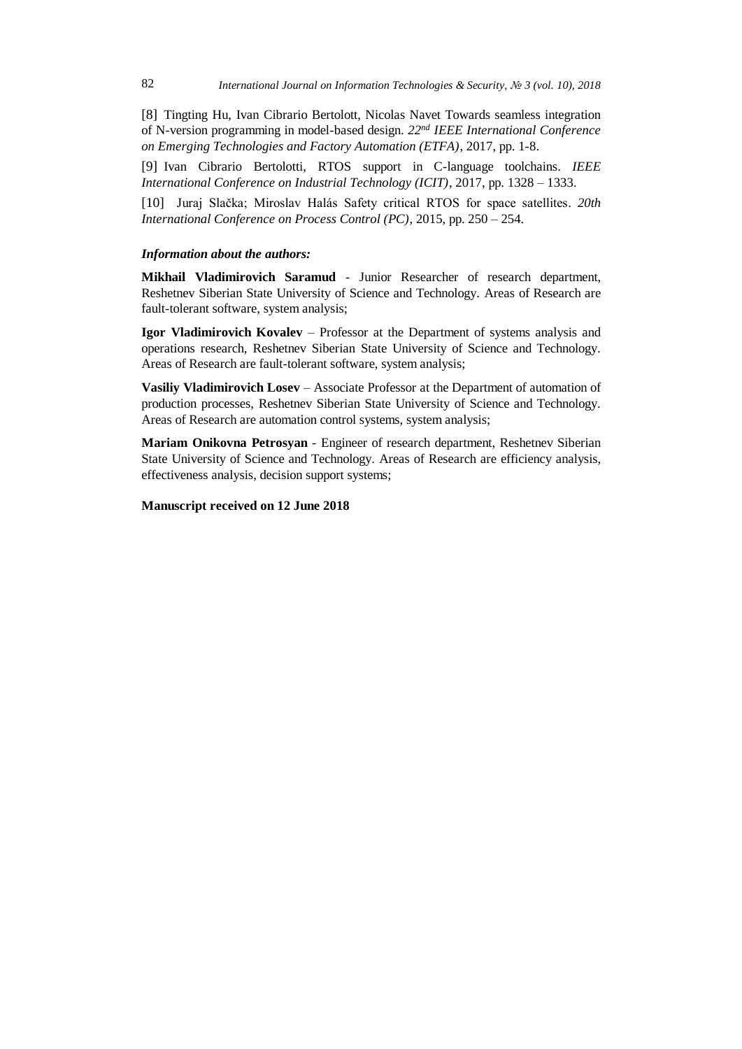[8] Tingting Hu, Ivan Cibrario Bertolott, Nicolas Navet Towards seamless integration of N-version programming in model-based design. *22nd IEEE International Conference on Emerging Technologies and Factory Automation (ETFA)*, 2017, pp. 1-8.

[9] Ivan Cibrario Bertolotti, RTOS support in C-language toolchains. *IEEE International Conference on Industrial Technology (ICIT)*, 2017, pp. 1328 – 1333.

[10] Juraj Slačka; Miroslav Halás Safety critical RTOS for space satellites. *20th International Conference on Process Control (PC)*, 2015, pp. 250 – 254.

***Information about the authors:***

**Mikhail Vladimirovich Saramud** - Junior Researcher of research department, Reshetnev Siberian State University of Science and Technology. Areas of Research are fault-tolerant software, system analysis;

**Igor Vladimirovich Kovalev** – Professor at the Department of systems analysis and operations research, Reshetnev Siberian State University of Science and Technology. Areas of Research are fault-tolerant software, system analysis;

**Vasiliy Vladimirovich Losev** – Associate Professor at the Department of automation of production processes, Reshetnev Siberian State University of Science and Technology. Areas of Research are automation control systems, system analysis;

**Mariam Onikovna Petrosyan** - Engineer of research department, Reshetnev Siberian State University of Science and Technology. Areas of Research are efficiency analysis, effectiveness analysis, decision support systems;

**Manuscript received on 12 June 2018**